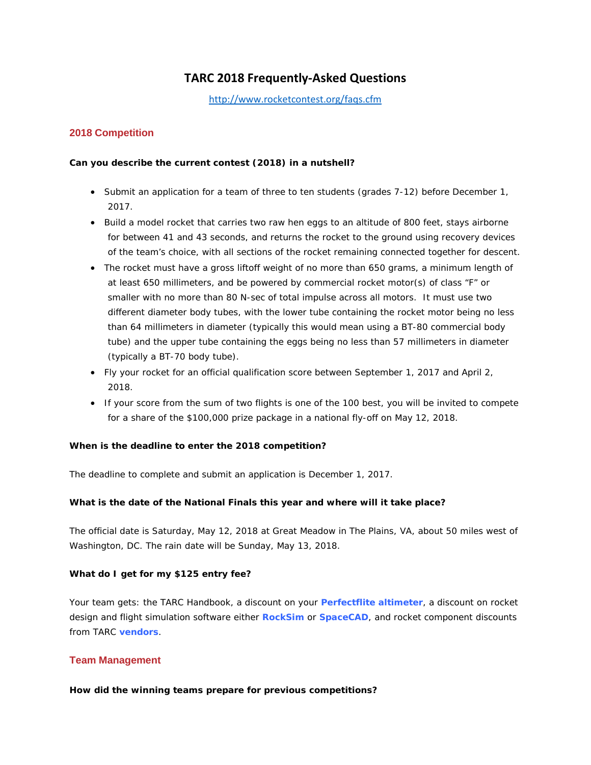# TARC 2018 Frequently-Asked Questions

http://www.rocketcontest.org/faqs.cfm

## 2018 Competition

**Can you describe the current contest (2018) in a nutshell?**

- Submit an application for a team of three to ten students (grades 7-12) before December 1, 2017.
- Build a model rocket that carries two raw hen eggs to an altitude of 800 feet, stays airborne for between 41 and 43 seconds, and returns the rocket to the ground using recovery devices of the team's choice, with all sections of the rocket remaining connected together for descent.
- The rocket must have a gross liftoff weight of no more than 650 grams, a minimum length of at least 650 millimeters, and be powered by commercial rocket motor(s) of class "F" or smaller with no more than 80 N-sec of total impulse across all motors. It must use two different diameter body tubes, with the lower tube containing the rocket motor being no less than 64 millimeters in diameter (typically this would mean using a BT-80 commercial body tube) and the upper tube containing the eggs being no less than 57 millimeters in diameter (typically a BT-70 body tube).
- Fly your rocket for an official qualification score between September 1, 2017 and April 2, 2018.
- If your score from the sum of two flights is one of the 100 best, you will be invited to compete for a share of the $100,000 prize package in a national fly-off on May 12, 2018.

**When is the deadline to enter the 2018 competition?**

The deadline to complete and submit an application is December 1, 2017.

**What is the date of the National Finals this year and where will it take place?**

The official date is Saturday, May 12, 2018 at Great Meadow in The Plains, VA, about 50 miles west of Washington, DC. The rain date will be Sunday, May 13, 2018.

**What do I get for my $125 entry fee?**

Your team gets: the TARC Handbook, a discount on your **Perfectflite altimeter**, a discount on rocket design and flight simulation software either **RockSim** or **SpaceCAD**, and rocket component discounts from TARC **vendors**.

## Team Management

**How did the winning teams prepare for previous competitions?**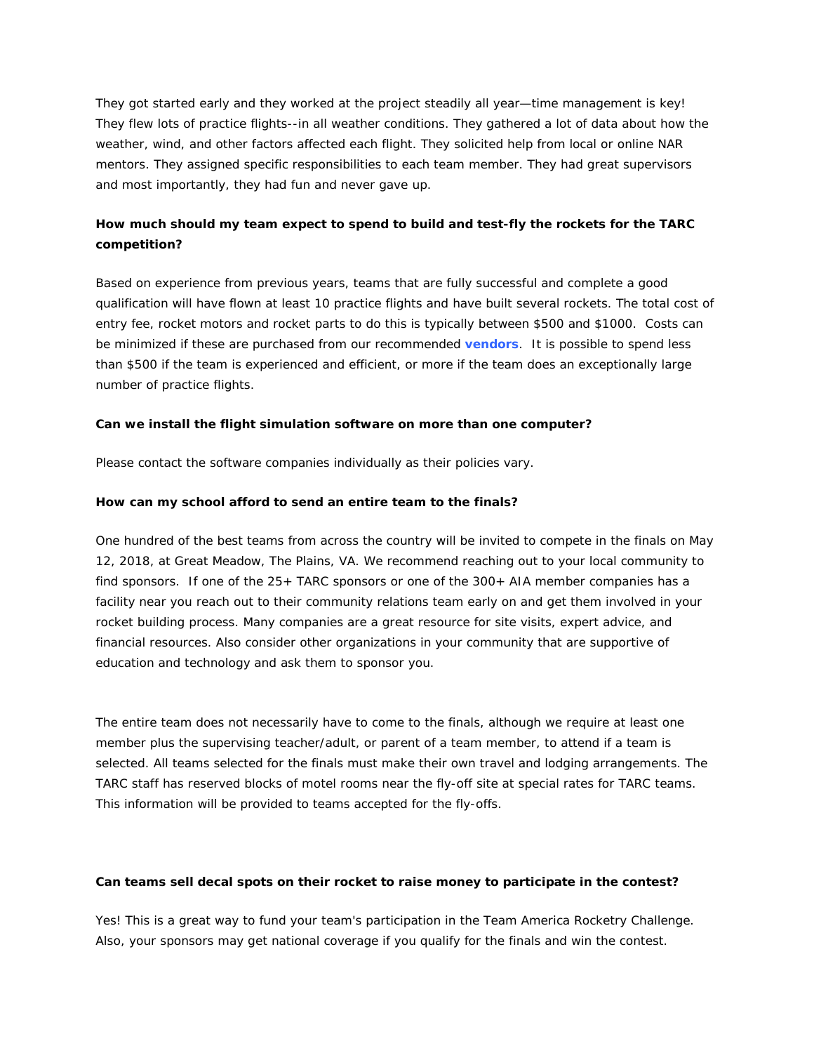They got started early and they worked at the project steadily all year—time management is key! They flew lots of practice flights--in all weather conditions. They gathered a lot of data about how the weather, wind, and other factors affected each flight. They solicited help from local or online NAR mentors. They assigned specific responsibilities to each team member. They had great supervisors and most importantly, they had fun and never gave up.

**How much should my team expect to spend to build and test-fly the rockets for the TARC competition?**

Based on experience from previous years, teams that are fully successful and complete a good qualification will have flown at least 10 practice flights and have built several rockets. The total cost of entry fee, rocket motors and rocket parts to do this is typically between $500 and $1000. Costs can be minimized if these are purchased from our recommended **vendors**. It is possible to spend less than $500 if the team is experienced and efficient, or more if the team does an exceptionally large number of practice flights.

**Can we install the flight simulation software on more than one computer?**

Please contact the software companies individually as their policies vary.

**How can my school afford to send an entire team to the finals?**

One hundred of the best teams from across the country will be invited to compete in the finals on May 12, 2018, at Great Meadow, The Plains, VA. We recommend reaching out to your local community to find sponsors. If one of the 25+ TARC sponsors or one of the 300+ AIA member companies has a facility near you reach out to their community relations team early on and get them involved in your rocket building process. Many companies are a great resource for site visits, expert advice, and financial resources. Also consider other organizations in your community that are supportive of education and technology and ask them to sponsor you.

The entire team does not necessarily have to come to the finals, although we require at least one member plus the supervising teacher/adult, or parent of a team member, to attend if a team is selected. All teams selected for the finals must make their own travel and lodging arrangements. The TARC staff has reserved blocks of motel rooms near the fly-off site at special rates for TARC teams. This information will be provided to teams accepted for the fly-offs.

**Can teams sell decal spots on their rocket to raise money to participate in the contest?**

Yes! This is a great way to fund your team's participation in the Team America Rocketry Challenge. Also, your sponsors may get national coverage if you qualify for the finals and win the contest.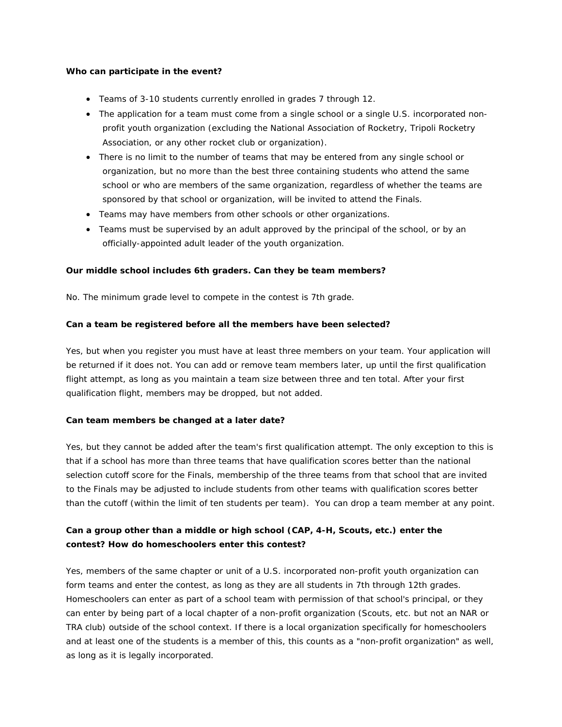**Who can participate in the event?**

- Teams of 3-10 students currently enrolled in grades 7 through 12.
- The application for a team must come from a single school or a single U.S. incorporated non-profit youth organization (excluding the National Association of Rocketry, Tripoli Rocketry Association, or any other rocket club or organization).
- There is no limit to the number of teams that may be entered from any single school or organization, but no more than the best three containing students who attend the same school or who are members of the same organization, regardless of whether the teams are sponsored by that school or organization, will be invited to attend the Finals.
- Teams may have members from other schools or other organizations.
- Teams must be supervised by an adult approved by the principal of the school, or by an officially-appointed adult leader of the youth organization.

**Our middle school includes 6th graders. Can they be team members?**

No. The minimum grade level to compete in the contest is 7th grade.

**Can a team be registered before all the members have been selected?**

Yes, but when you register you must have at least three members on your team. Your application will be returned if it does not. You can add or remove team members later, up until the first qualification flight attempt, as long as you maintain a team size between three and ten total. After your first qualification flight, members may be dropped, but not added.

**Can team members be changed at a later date?**

Yes, but they cannot be added after the team's first qualification attempt. The only exception to this is that if a school has more than three teams that have qualification scores better than the national selection cutoff score for the Finals, membership of the three teams from that school that are invited to the Finals may be adjusted to include students from other teams with qualification scores better than the cutoff (within the limit of ten students per team). You can drop a team member at any point.

**Can a group other than a middle or high school (CAP, 4-H, Scouts, etc.) enter the contest? How do homeschoolers enter this contest?**

Yes, members of the same chapter or unit of a U.S. incorporated non-profit youth organization can form teams and enter the contest, as long as they are all students in 7th through 12th grades. Homeschoolers can enter as part of a school team with permission of that school's principal, or they can enter by being part of a local chapter of a non-profit organization (Scouts, etc. but not an NAR or TRA club) outside of the school context. If there is a local organization specifically for homeschoolers and at least one of the students is a member of this, this counts as a "non-profit organization" as well, as long as it is legally incorporated.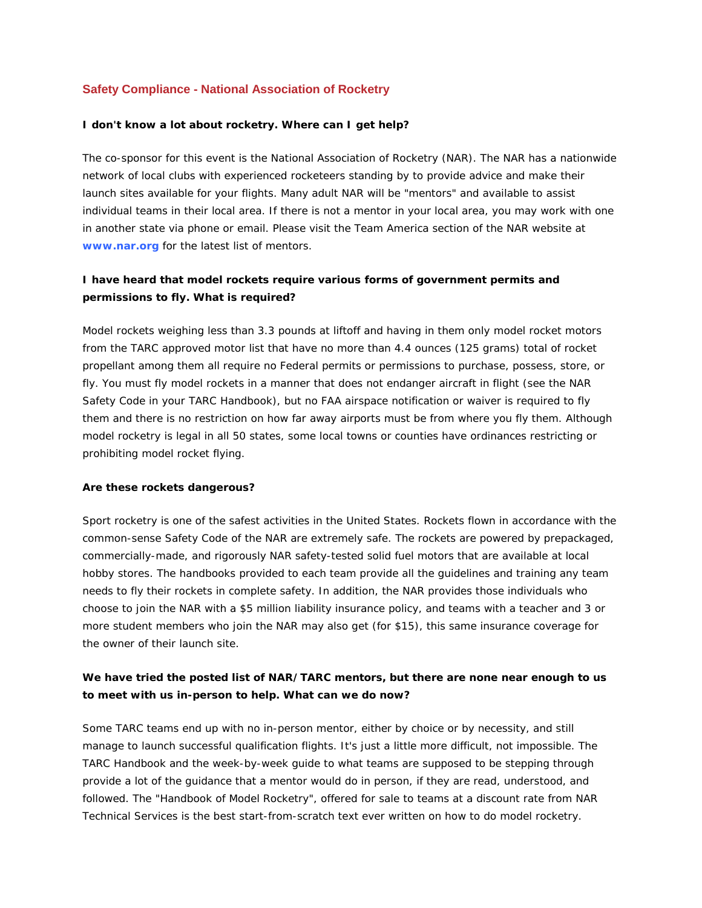## Safety Compliance - National Association of Rocketry

**I don't know a lot about rocketry. Where can I get help?**

The co-sponsor for this event is the National Association of Rocketry (NAR). The NAR has a nationwide network of local clubs with experienced rocketeers standing by to provide advice and make their launch sites available for your flights. Many adult NAR will be "mentors" and available to assist individual teams in their local area. If there is not a mentor in your local area, you may work with one in another state via phone or email. Please visit the Team America section of the NAR website at **www.nar.org** for the latest list of mentors.

**I have heard that model rockets require various forms of government permits and permissions to fly. What is required?**

Model rockets weighing less than 3.3 pounds at liftoff and having in them only model rocket motors from the TARC approved motor list that have no more than 4.4 ounces (125 grams) total of rocket propellant among them all require no Federal permits or permissions to purchase, possess, store, or fly. You must fly model rockets in a manner that does not endanger aircraft in flight (see the NAR Safety Code in your TARC Handbook), but no FAA airspace notification or waiver is required to fly them and there is no restriction on how far away airports must be from where you fly them. Although model rocketry is legal in all 50 states, some local towns or counties have ordinances restricting or prohibiting model rocket flying.

**Are these rockets dangerous?**

Sport rocketry is one of the safest activities in the United States. Rockets flown in accordance with the common-sense Safety Code of the NAR are extremely safe. The rockets are powered by prepackaged, commercially-made, and rigorously NAR safety-tested solid fuel motors that are available at local hobby stores. The handbooks provided to each team provide all the guidelines and training any team needs to fly their rockets in complete safety. In addition, the NAR provides those individuals who choose to join the NAR with a $5 million liability insurance policy, and teams with a teacher and 3 or more student members who join the NAR may also get (for $15), this same insurance coverage for the owner of their launch site.

**We have tried the posted list of NAR/TARC mentors, but there are none near enough to us to meet with us in-person to help. What can we do now?**

Some TARC teams end up with no in-person mentor, either by choice or by necessity, and still manage to launch successful qualification flights. It's just a little more difficult, not impossible. The TARC Handbook and the week-by-week guide to what teams are supposed to be stepping through provide a lot of the guidance that a mentor would do in person, if they are read, understood, and followed. The "Handbook of Model Rocketry", offered for sale to teams at a discount rate from NAR Technical Services is the best start-from-scratch text ever written on how to do model rocketry.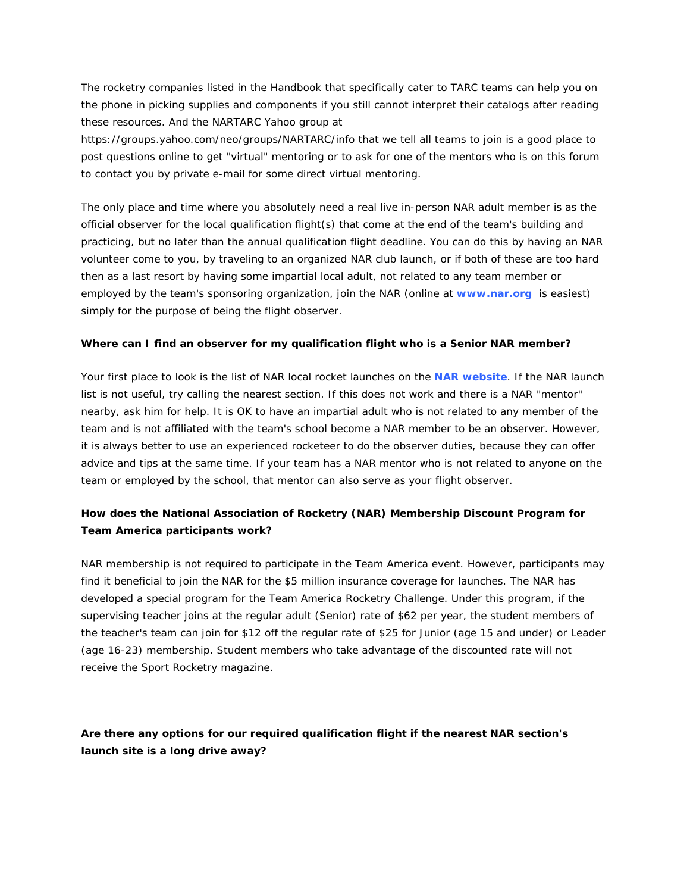The rocketry companies listed in the Handbook that specifically cater to TARC teams can help you on the phone in picking supplies and components if you still cannot interpret their catalogs after reading these resources. And the NARTARC Yahoo group at https://groups.yahoo.com/neo/groups/NARTARC/info that we tell all teams to join is a good place to post questions online to get "virtual" mentoring or to ask for one of the mentors who is on this forum to contact you by private e-mail for some direct virtual mentoring.

The only place and time where you absolutely need a real live in-person NAR adult member is as the official observer for the local qualification flight(s) that come at the end of the team's building and practicing, but no later than the annual qualification flight deadline. You can do this by having an NAR volunteer come to you, by traveling to an organized NAR club launch, or if both of these are too hard then as a last resort by having some impartial local adult, not related to any team member or employed by the team's sponsoring organization, join the NAR (online at **www.nar.org** is easiest) simply for the purpose of being the flight observer.

**Where can I find an observer for my qualification flight who is a Senior NAR member?**

Your first place to look is the list of NAR local rocket launches on the **NAR website**. If the NAR launch list is not useful, try calling the nearest section. If this does not work and there is a NAR "mentor" nearby, ask him for help. It is OK to have an impartial adult who is not related to any member of the team and is not affiliated with the team's school become a NAR member to be an observer. However, it is always better to use an experienced rocketeer to do the observer duties, because they can offer advice and tips at the same time. If your team has a NAR mentor who is not related to anyone on the team or employed by the school, that mentor can also serve as your flight observer.

**How does the National Association of Rocketry (NAR) Membership Discount Program for Team America participants work?**

NAR membership is not required to participate in the Team America event. However, participants may find it beneficial to join the NAR for the $5 million insurance coverage for launches. The NAR has developed a special program for the Team America Rocketry Challenge. Under this program, if the supervising teacher joins at the regular adult (Senior) rate of $62 per year, the student members of the teacher's team can join for $12 off the regular rate of $25 for Junior (age 15 and under) or Leader (age 16-23) membership. Student members who take advantage of the discounted rate will not receive the Sport Rocketry magazine.

**Are there any options for our required qualification flight if the nearest NAR section's launch site is a long drive away?**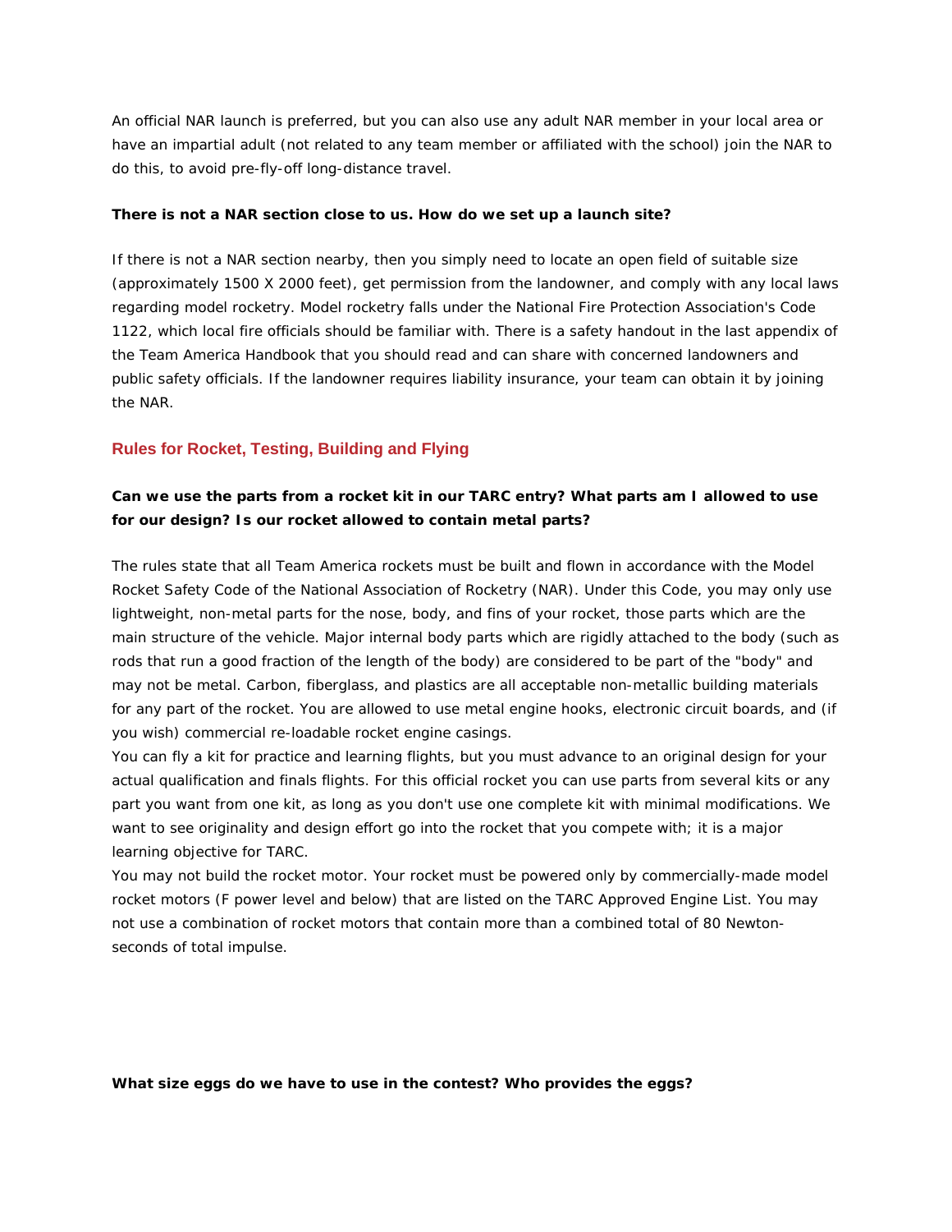An official NAR launch is preferred, but you can also use any adult NAR member in your local area or have an impartial adult (not related to any team member or affiliated with the school) join the NAR to do this, to avoid pre-fly-off long-distance travel.

**There is not a NAR section close to us. How do we set up a launch site?**

If there is not a NAR section nearby, then you simply need to locate an open field of suitable size (approximately 1500 X 2000 feet), get permission from the landowner, and comply with any local laws regarding model rocketry. Model rocketry falls under the National Fire Protection Association's Code 1122, which local fire officials should be familiar with. There is a safety handout in the last appendix of the Team America Handbook that you should read and can share with concerned landowners and public safety officials. If the landowner requires liability insurance, your team can obtain it by joining the NAR.

## Rules for Rocket, Testing, Building and Flying

**Can we use the parts from a rocket kit in our TARC entry? What parts am I allowed to use for our design? Is our rocket allowed to contain metal parts?**

The rules state that all Team America rockets must be built and flown in accordance with the Model Rocket Safety Code of the National Association of Rocketry (NAR). Under this Code, you may only use lightweight, non-metal parts for the nose, body, and fins of your rocket, those parts which are the main structure of the vehicle. Major internal body parts which are rigidly attached to the body (such as rods that run a good fraction of the length of the body) are considered to be part of the "body" and may not be metal. Carbon, fiberglass, and plastics are all acceptable non-metallic building materials for any part of the rocket. You are allowed to use metal engine hooks, electronic circuit boards, and (if you wish) commercial re-loadable rocket engine casings.

You can fly a kit for practice and learning flights, but you must advance to an original design for your actual qualification and finals flights. For this official rocket you can use parts from several kits or any part you want from one kit, as long as you don't use one complete kit with minimal modifications. We want to see originality and design effort go into the rocket that you compete with; it is a major learning objective for TARC.

You may not build the rocket motor. Your rocket must be powered only by commercially-made model rocket motors (F power level and below) that are listed on the TARC Approved Engine List. You may not use a combination of rocket motors that contain more than a combined total of 80 Newton-seconds of total impulse.

**What size eggs do we have to use in the contest? Who provides the eggs?**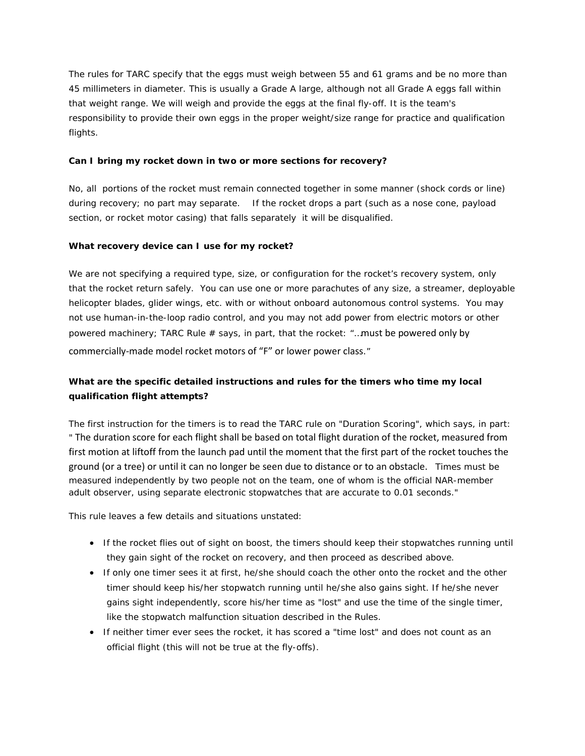The rules for TARC specify that the eggs must weigh between 55 and 61 grams and be no more than 45 millimeters in diameter. This is usually a Grade A large, although not all Grade A eggs fall within that weight range. We will weigh and provide the eggs at the final fly-off. It is the team's responsibility to provide their own eggs in the proper weight/size range for practice and qualification flights.

**Can I bring my rocket down in two or more sections for recovery?**

No, all portions of the rocket must remain connected together in some manner (shock cords or line) during recovery; no part may separate. If the rocket drops a part (such as a nose cone, payload section, or rocket motor casing) that falls separately it will be disqualified.

**What recovery device can I use for my rocket?**

We are not specifying a required type, size, or configuration for the rocket's recovery system, only that the rocket return safely. You can use one or more parachutes of any size, a streamer, deployable helicopter blades, glider wings, etc. with or without onboard autonomous control systems. You may not use human-in-the-loop radio control, and you may not add power from electric motors or other powered machinery; TARC Rule # says, in part, that the rocket: "…must be powered only by commercially-made model rocket motors of "F" or lower power class."

**What are the specific detailed instructions and rules for the timers who time my local qualification flight attempts?**

The first instruction for the timers is to read the TARC rule on "Duration Scoring", which says, in part: " The duration score for each flight shall be based on total flight duration of the rocket, measured from first motion at liftoff from the launch pad until the moment that the first part of the rocket touches the ground (or a tree) or until it can no longer be seen due to distance or to an obstacle. Times must be measured independently by two people not on the team, one of whom is the official NAR-member adult observer, using separate electronic stopwatches that are accurate to 0.01 seconds."

This rule leaves a few details and situations unstated:

- If the rocket flies out of sight on boost, the timers should keep their stopwatches running until they gain sight of the rocket on recovery, and then proceed as described above.
- If only one timer sees it at first, he/she should coach the other onto the rocket and the other timer should keep his/her stopwatch running until he/she also gains sight. If he/she never gains sight independently, score his/her time as "lost" and use the time of the single timer, like the stopwatch malfunction situation described in the Rules.
- If neither timer ever sees the rocket, it has scored a "time lost" and does not count as an official flight (this will not be true at the fly-offs).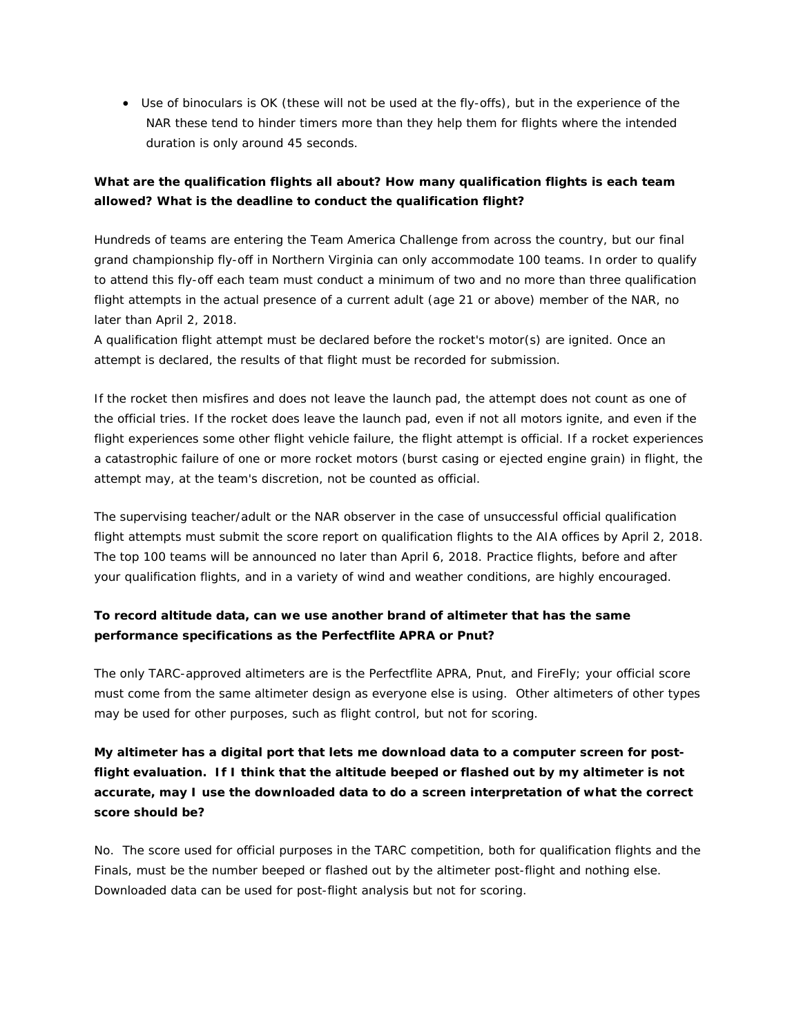- Use of binoculars is OK (these will not be used at the fly-offs), but in the experience of the NAR these tend to hinder timers more than they help them for flights where the intended duration is only around 45 seconds.

**What are the qualification flights all about? How many qualification flights is each team allowed? What is the deadline to conduct the qualification flight?**

Hundreds of teams are entering the Team America Challenge from across the country, but our final grand championship fly-off in Northern Virginia can only accommodate 100 teams. In order to qualify to attend this fly-off each team must conduct a minimum of two and no more than three qualification flight attempts in the actual presence of a current adult (age 21 or above) member of the NAR, no later than April 2, 2018.
A qualification flight attempt must be declared before the rocket's motor(s) are ignited. Once an attempt is declared, the results of that flight must be recorded for submission.

If the rocket then misfires and does not leave the launch pad, the attempt does not count as one of the official tries. If the rocket does leave the launch pad, even if not all motors ignite, and even if the flight experiences some other flight vehicle failure, the flight attempt is official. If a rocket experiences a catastrophic failure of one or more rocket motors (burst casing or ejected engine grain) in flight, the attempt may, at the team's discretion, not be counted as official.

The supervising teacher/adult or the NAR observer in the case of unsuccessful official qualification flight attempts must submit the score report on qualification flights to the AIA offices by April 2, 2018. The top 100 teams will be announced no later than April 6, 2018. Practice flights, before and after your qualification flights, and in a variety of wind and weather conditions, are highly encouraged.

**To record altitude data, can we use another brand of altimeter that has the same performance specifications as the Perfectflite APRA or Pnut?**

The only TARC-approved altimeters are is the Perfectflite APRA, Pnut, and FireFly; your official score must come from the same altimeter design as everyone else is using. Other altimeters of other types may be used for other purposes, such as flight control, but not for scoring.

**My altimeter has a digital port that lets me download data to a computer screen for post-flight evaluation. If I think that the altitude beeped or flashed out by my altimeter is not accurate, may I use the downloaded data to do a screen interpretation of what the correct score should be?**

No. The score used for official purposes in the TARC competition, both for qualification flights and the Finals, must be the number beeped or flashed out by the altimeter post-flight and nothing else. Downloaded data can be used for post-flight analysis but not for scoring.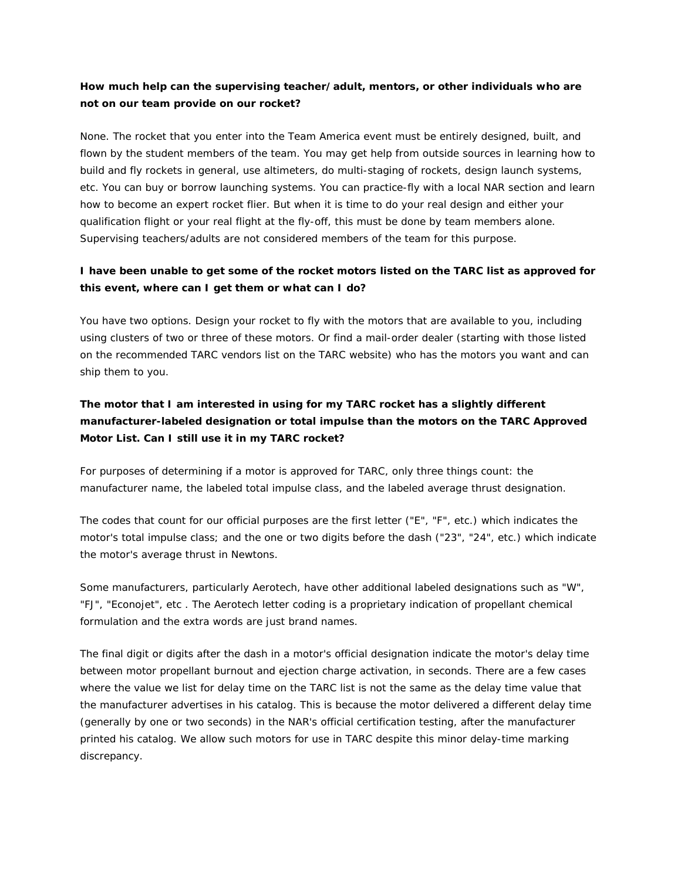**How much help can the supervising teacher/adult, mentors, or other individuals who are not on our team provide on our rocket?**

None. The rocket that you enter into the Team America event must be entirely designed, built, and flown by the student members of the team. You may get help from outside sources in learning how to build and fly rockets in general, use altimeters, do multi-staging of rockets, design launch systems, etc. You can buy or borrow launching systems. You can practice-fly with a local NAR section and learn how to become an expert rocket flier. But when it is time to do your real design and either your qualification flight or your real flight at the fly-off, this must be done by team members alone. Supervising teachers/adults are not considered members of the team for this purpose.

**I have been unable to get some of the rocket motors listed on the TARC list as approved for this event, where can I get them or what can I do?**

You have two options. Design your rocket to fly with the motors that are available to you, including using clusters of two or three of these motors. Or find a mail-order dealer (starting with those listed on the recommended TARC vendors list on the TARC website) who has the motors you want and can ship them to you.

**The motor that I am interested in using for my TARC rocket has a slightly different manufacturer-labeled designation or total impulse than the motors on the TARC Approved Motor List. Can I still use it in my TARC rocket?**

For purposes of determining if a motor is approved for TARC, only three things count: the manufacturer name, the labeled total impulse class, and the labeled average thrust designation.

The codes that count for our official purposes are the first letter ("E", "F", etc.) which indicates the motor's total impulse class; and the one or two digits before the dash ("23", "24", etc.) which indicate the motor's average thrust in Newtons.

Some manufacturers, particularly Aerotech, have other additional labeled designations such as "W", "FJ", "Econojet", etc . The Aerotech letter coding is a proprietary indication of propellant chemical formulation and the extra words are just brand names.

The final digit or digits after the dash in a motor's official designation indicate the motor's delay time between motor propellant burnout and ejection charge activation, in seconds. There are a few cases where the value we list for delay time on the TARC list is not the same as the delay time value that the manufacturer advertises in his catalog. This is because the motor delivered a different delay time (generally by one or two seconds) in the NAR's official certification testing, after the manufacturer printed his catalog. We allow such motors for use in TARC despite this minor delay-time marking discrepancy.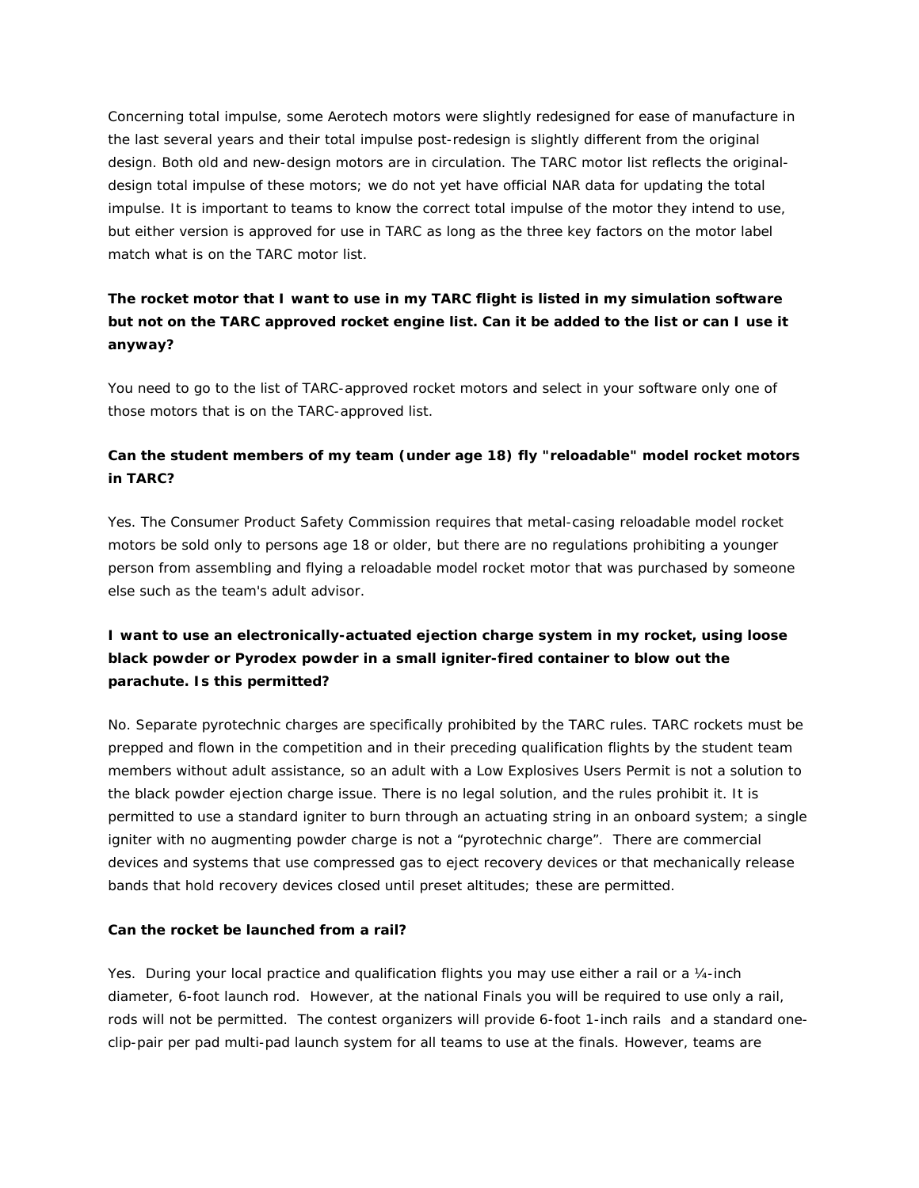Concerning total impulse, some Aerotech motors were slightly redesigned for ease of manufacture in the last several years and their total impulse post-redesign is slightly different from the original design. Both old and new-design motors are in circulation. The TARC motor list reflects the original-design total impulse of these motors; we do not yet have official NAR data for updating the total impulse. It is important to teams to know the correct total impulse of the motor they intend to use, but either version is approved for use in TARC as long as the three key factors on the motor label match what is on the TARC motor list.

**The rocket motor that I want to use in my TARC flight is listed in my simulation software but not on the TARC approved rocket engine list. Can it be added to the list or can I use it anyway?**

You need to go to the list of TARC-approved rocket motors and select in your software only one of those motors that is on the TARC-approved list.

**Can the student members of my team (under age 18) fly "reloadable" model rocket motors in TARC?**

Yes. The Consumer Product Safety Commission requires that metal-casing reloadable model rocket motors be sold only to persons age 18 or older, but there are no regulations prohibiting a younger person from assembling and flying a reloadable model rocket motor that was purchased by someone else such as the team's adult advisor.

**I want to use an electronically-actuated ejection charge system in my rocket, using loose black powder or Pyrodex powder in a small igniter-fired container to blow out the parachute. Is this permitted?**

No. Separate pyrotechnic charges are specifically prohibited by the TARC rules. TARC rockets must be prepped and flown in the competition and in their preceding qualification flights by the student team members without adult assistance, so an adult with a Low Explosives Users Permit is not a solution to the black powder ejection charge issue. There is no legal solution, and the rules prohibit it. It is permitted to use a standard igniter to burn through an actuating string in an onboard system; a single igniter with no augmenting powder charge is not a "pyrotechnic charge". There are commercial devices and systems that use compressed gas to eject recovery devices or that mechanically release bands that hold recovery devices closed until preset altitudes; these are permitted.

**Can the rocket be launched from a rail?**

Yes. During your local practice and qualification flights you may use either a rail or a ¼-inch diameter, 6-foot launch rod. However, at the national Finals you will be required to use only a rail, rods will not be permitted. The contest organizers will provide 6-foot 1-inch rails and a standard one-clip-pair per pad multi-pad launch system for all teams to use at the finals. However, teams are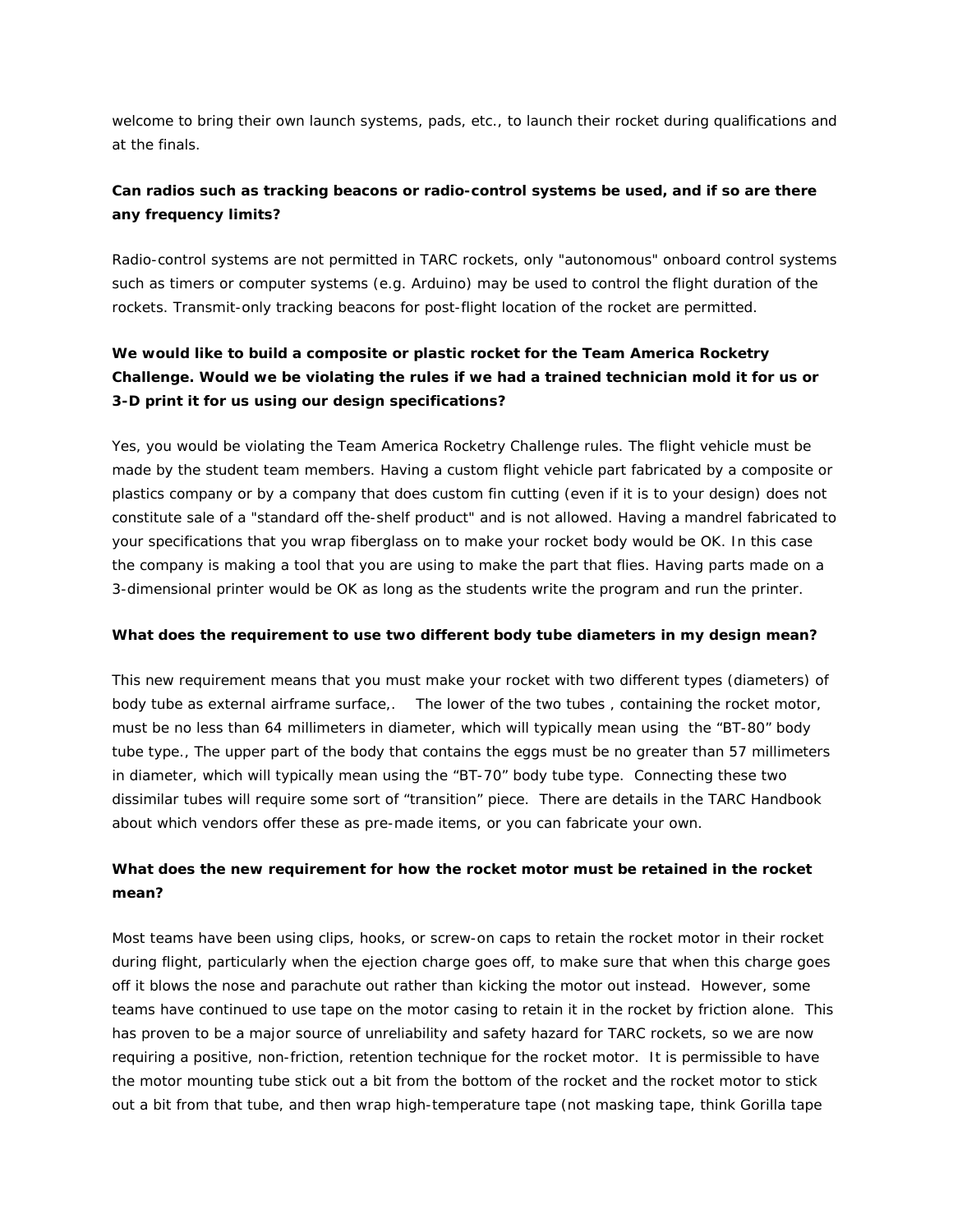welcome to bring their own launch systems, pads, etc., to launch their rocket during qualifications and at the finals.

**Can radios such as tracking beacons or radio-control systems be used, and if so are there any frequency limits?**

Radio-control systems are not permitted in TARC rockets, only "autonomous" onboard control systems such as timers or computer systems (e.g. Arduino) may be used to control the flight duration of the rockets. Transmit-only tracking beacons for post-flight location of the rocket are permitted.

**We would like to build a composite or plastic rocket for the Team America Rocketry Challenge. Would we be violating the rules if we had a trained technician mold it for us or 3-D print it for us using our design specifications?**

Yes, you would be violating the Team America Rocketry Challenge rules. The flight vehicle must be made by the student team members. Having a custom flight vehicle part fabricated by a composite or plastics company or by a company that does custom fin cutting (even if it is to your design) does not constitute sale of a "standard off the-shelf product" and is not allowed. Having a mandrel fabricated to your specifications that you wrap fiberglass on to make your rocket body would be OK. In this case the company is making a tool that you are using to make the part that flies. Having parts made on a 3-dimensional printer would be OK as long as the students write the program and run the printer.

**What does the requirement to use two different body tube diameters in my design mean?**

This new requirement means that you must make your rocket with two different types (diameters) of body tube as external airframe surface,. The lower of the two tubes , containing the rocket motor, must be no less than 64 millimeters in diameter, which will typically mean using the "BT-80" body tube type., The upper part of the body that contains the eggs must be no greater than 57 millimeters in diameter, which will typically mean using the "BT-70" body tube type. Connecting these two dissimilar tubes will require some sort of "transition" piece. There are details in the TARC Handbook about which vendors offer these as pre-made items, or you can fabricate your own.

**What does the new requirement for how the rocket motor must be retained in the rocket mean?**

Most teams have been using clips, hooks, or screw-on caps to retain the rocket motor in their rocket during flight, particularly when the ejection charge goes off, to make sure that when this charge goes off it blows the nose and parachute out rather than kicking the motor out instead. However, some teams have continued to use tape on the motor casing to retain it in the rocket by friction alone. This has proven to be a major source of unreliability and safety hazard for TARC rockets, so we are now requiring a positive, non-friction, retention technique for the rocket motor. It is permissible to have the motor mounting tube stick out a bit from the bottom of the rocket and the rocket motor to stick out a bit from that tube, and then wrap high-temperature tape (not masking tape, think Gorilla tape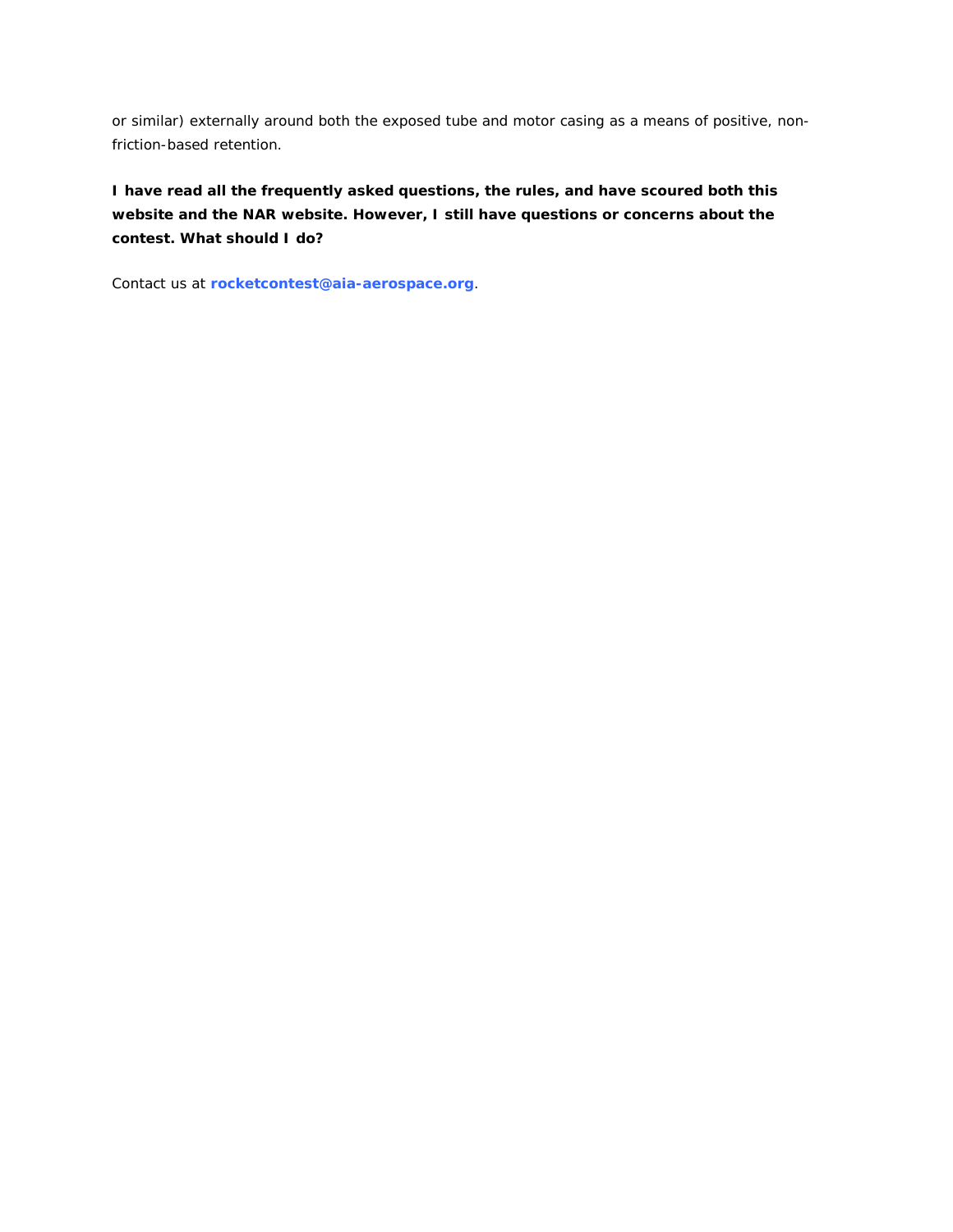or similar) externally around both the exposed tube and motor casing as a means of positive, non-friction-based retention.

**I have read all the frequently asked questions, the rules, and have scoured both this website and the NAR website. However, I still have questions or concerns about the contest. What should I do?**

Contact us at **rocketcontest@aia-aerospace.org**.